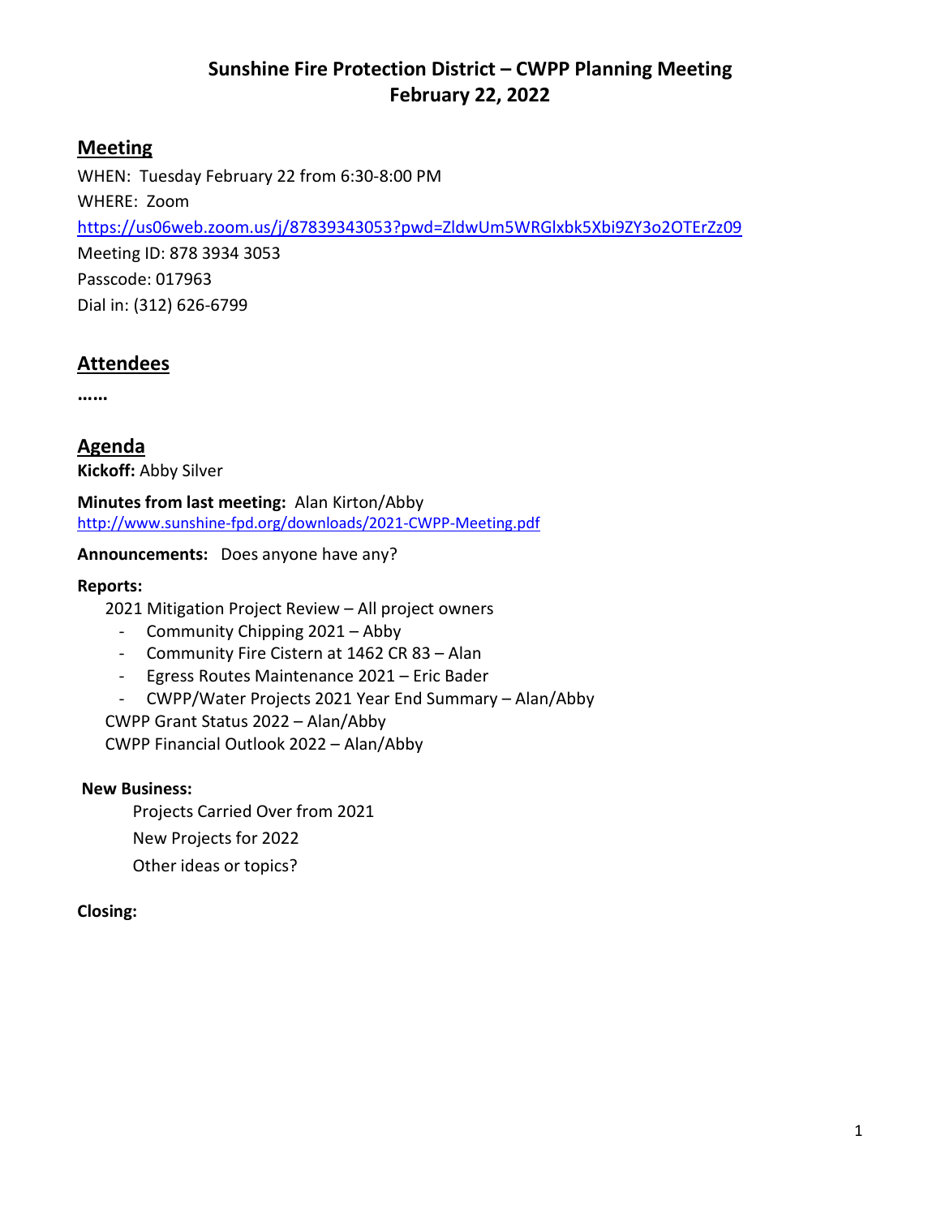# Sunshine Fire Protection District – CWPP Planning Meeting
# February 22, 2022

## Meeting

WHEN: Tuesday February 22 from 6:30-8:00 PM
WHERE: Zoom
https://us06web.zoom.us/j/87839343053?pwd=ZldwUm5WRGlxbk5Xbi9ZY3o2OTErZz09
Meeting ID: 878 3934 3053
Passcode: 017963
Dial in: (312) 626-6799

## Attendees

……

## Agenda

**Kickoff:** Abby Silver

**Minutes from last meeting:** Alan Kirton/Abby
http://www.sunshine-fpd.org/downloads/2021-CWPP-Meeting.pdf

**Announcements:** Does anyone have any?

**Reports:**

2021 Mitigation Project Review – All project owners

- Community Chipping 2021 – Abby
- Community Fire Cistern at 1462 CR 83 – Alan
- Egress Routes Maintenance 2021 – Eric Bader
- CWPP/Water Projects 2021 Year End Summary – Alan/Abby

CWPP Grant Status 2022 – Alan/Abby

CWPP Financial Outlook 2022 – Alan/Abby

**New Business:**

Projects Carried Over from 2021

New Projects for 2022

Other ideas or topics?

**Closing:**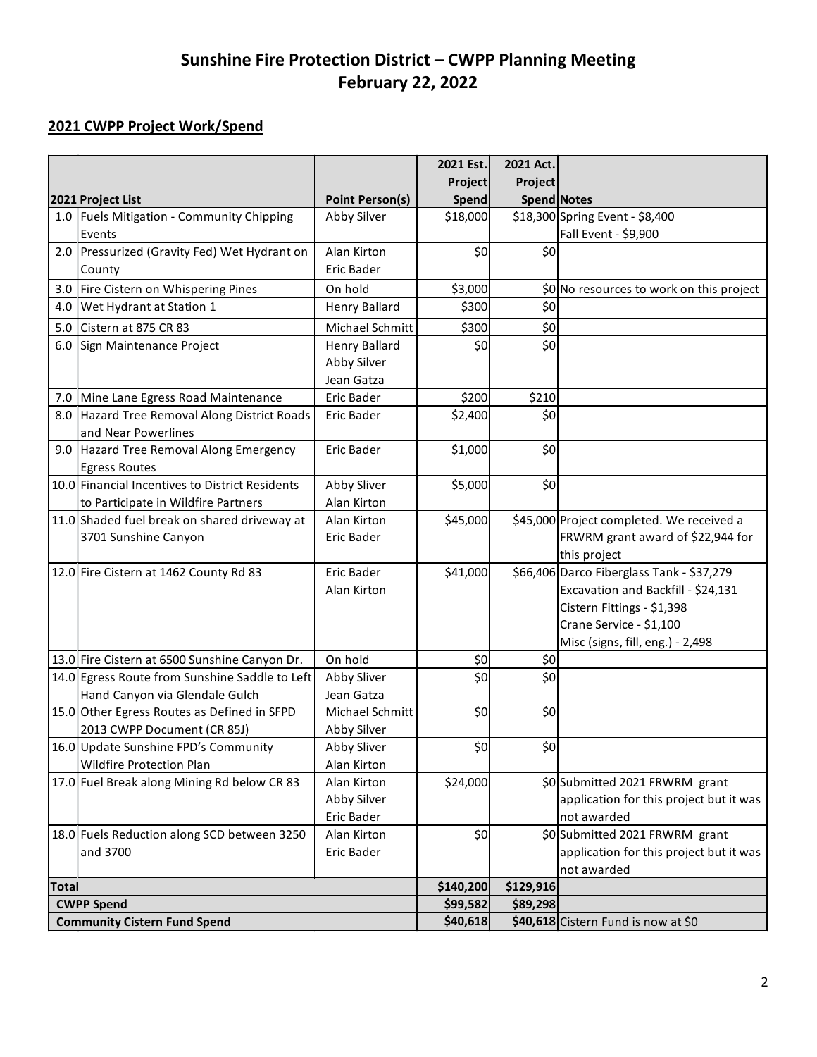# Sunshine Fire Protection District – CWPP Planning Meeting
# February 22, 2022

## 2021 CWPP Project Work/Spend

| | 2021 Project List | Point Person(s) | 2021 Est. Project Spend | 2021 Act. Project Spend | Notes |
|---|---|---|---|---|---|
| 1.0 | Fuels Mitigation - Community Chipping Events | Abby Silver | $18,000 | $18,300 | Spring Event - $8,400<br>Fall Event - $9,900 |
| 2.0 | Pressurized (Gravity Fed) Wet Hydrant on County | Alan Kirton<br>Eric Bader | $0 | $0 | |
| 3.0 | Fire Cistern on Whispering Pines | On hold | $3,000 | $0 | No resources to work on this project |
| 4.0 | Wet Hydrant at Station 1 | Henry Ballard | $300 | $0 | |
| 5.0 | Cistern at 875 CR 83 | Michael Schmitt | $300 | $0 | |
| 6.0 | Sign Maintenance Project | Henry Ballard<br>Abby Silver<br>Jean Gatza | $0 | $0 | |
| 7.0 | Mine Lane Egress Road Maintenance | Eric Bader | $200 | $210 | |
| 8.0 | Hazard Tree Removal Along District Roads and Near Powerlines | Eric Bader | $2,400 | $0 | |
| 9.0 | Hazard Tree Removal Along Emergency Egress Routes | Eric Bader | $1,000 | $0 | |
| 10.0 | Financial Incentives to District Residents to Participate in Wildfire Partners | Abby Sliver<br>Alan Kirton | $5,000 | $0 | |
| 11.0 | Shaded fuel break on shared driveway at 3701 Sunshine Canyon | Alan Kirton<br>Eric Bader | $45,000 | $45,000 | Project completed. We received a FRWRM grant award of $22,944 for this project |
| 12.0 | Fire Cistern at 1462 County Rd 83 | Eric Bader<br>Alan Kirton | $41,000 | $66,406 | Darco Fiberglass Tank - $37,279<br>Excavation and Backfill - $24,131<br>Cistern Fittings - $1,398<br>Crane Service - $1,100<br>Misc (signs, fill, eng.) - 2,498 |
| 13.0 | Fire Cistern at 6500 Sunshine Canyon Dr. | On hold | $0 | $0 | |
| 14.0 | Egress Route from Sunshine Saddle to Left Hand Canyon via Glendale Gulch | Abby Sliver<br>Jean Gatza | $0 | $0 | |
| 15.0 | Other Egress Routes as Defined in SFPD 2013 CWPP Document (CR 85J) | Michael Schmitt<br>Abby Silver | $0 | $0 | |
| 16.0 | Update Sunshine FPD's Community Wildfire Protection Plan | Abby Sliver<br>Alan Kirton | $0 | $0 | |
| 17.0 | Fuel Break along Mining Rd below CR 83 | Alan Kirton<br>Abby Silver<br>Eric Bader | $24,000 | $0 | Submitted 2021 FRWRM grant application for this project but it was not awarded |
| 18.0 | Fuels Reduction along SCD between 3250 and 3700 | Alan Kirton<br>Eric Bader | $0 | $0 | Submitted 2021 FRWRM grant application for this project but it was not awarded |
| **Total** | | | **$140,200** | **$129,916** | |
| **CWPP Spend** | | | **$99,582** | **$89,298** | |
| **Community Cistern Fund Spend** | | | **$40,618** | **$40,618** | Cistern Fund is now at $0 |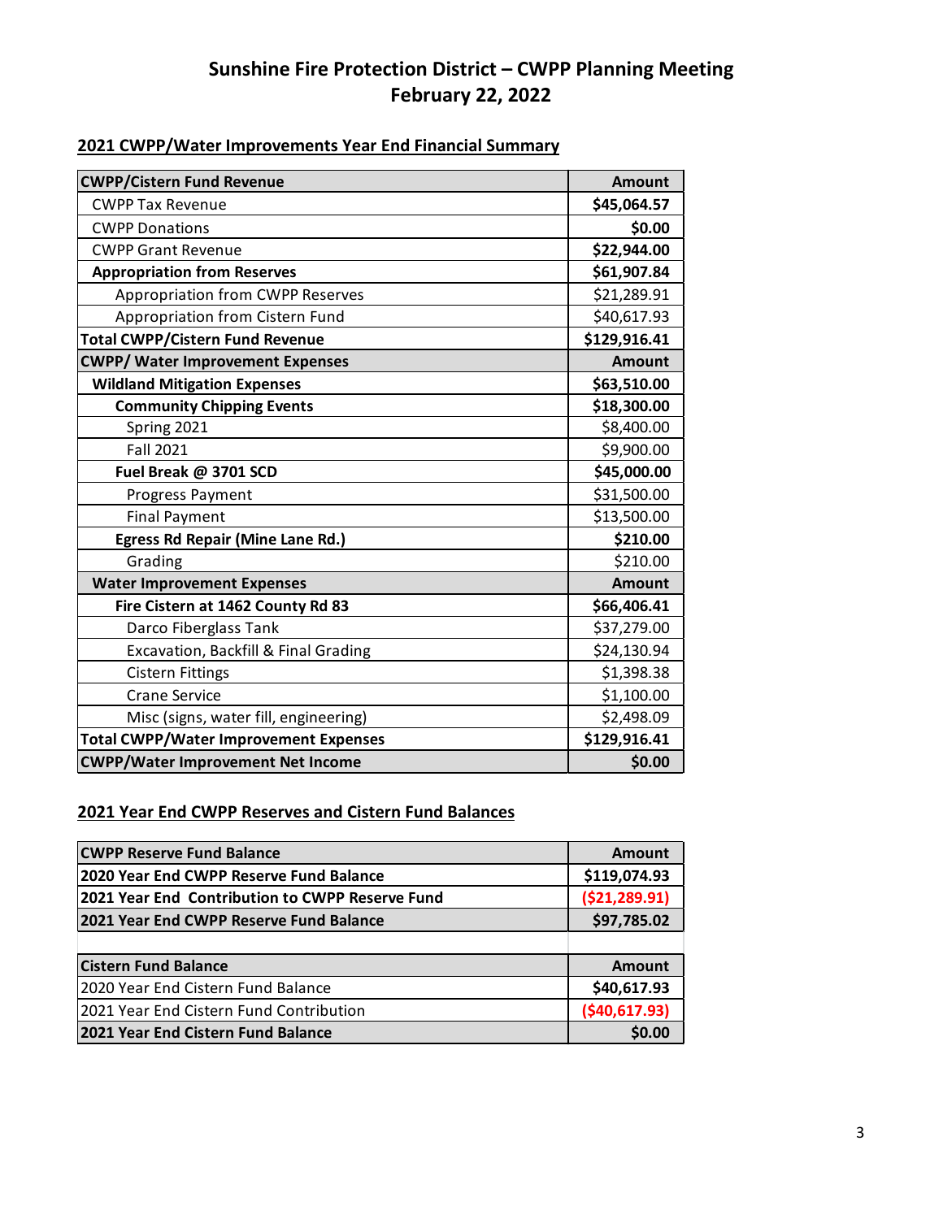## Sunshine Fire Protection District – CWPP Planning Meeting
## February 22, 2022

### 2021 CWPP/Water Improvements Year End Financial Summary

| **CWPP/Cistern Fund Revenue** | **Amount** |
|---|---|
| CWPP Tax Revenue | **$45,064.57** |
| CWPP Donations | **$0.00** |
| CWPP Grant Revenue | **$22,944.00** |
| **Appropriation from Reserves** | **$61,907.84** |
| Appropriation from CWPP Reserves | $21,289.91 |
| Appropriation from Cistern Fund | $40,617.93 |
| **Total CWPP/Cistern Fund Revenue** | **$129,916.41** |
| **CWPP/ Water Improvement Expenses** | **Amount** |
| **Wildland Mitigation Expenses** | **$63,510.00** |
| **Community Chipping Events** | **$18,300.00** |
| Spring 2021 | $8,400.00 |
| Fall 2021 | $9,900.00 |
| **Fuel Break @ 3701 SCD** | **$45,000.00** |
| Progress Payment | $31,500.00 |
| Final Payment | $13,500.00 |
| **Egress Rd Repair (Mine Lane Rd.)** | **$210.00** |
| Grading | $210.00 |
| **Water Improvement Expenses** | **Amount** |
| **Fire Cistern at 1462 County Rd 83** | **$66,406.41** |
| Darco Fiberglass Tank | $37,279.00 |
| Excavation, Backfill & Final Grading | $24,130.94 |
| Cistern Fittings | $1,398.38 |
| Crane Service | $1,100.00 |
| Misc (signs, water fill, engineering) | $2,498.09 |
| **Total CWPP/Water Improvement Expenses** | **$129,916.41** |
| **CWPP/Water Improvement Net Income** | **$0.00** |

### 2021 Year End CWPP Reserves and Cistern Fund Balances

| **CWPP Reserve Fund Balance** | **Amount** |
|---|---|
| **2020 Year End CWPP Reserve Fund Balance** | **$119,074.93** |
| **2021 Year End Contribution to CWPP Reserve Fund** | **($21,289.91)** |
| **2021 Year End CWPP Reserve Fund Balance** | **$97,785.02** |
| | |
| **Cistern Fund Balance** | **Amount** |
| 2020 Year End Cistern Fund Balance | **$40,617.93** |
| 2021 Year End Cistern Fund Contribution | **($40,617.93)** |
| **2021 Year End Cistern Fund Balance** | **$0.00** |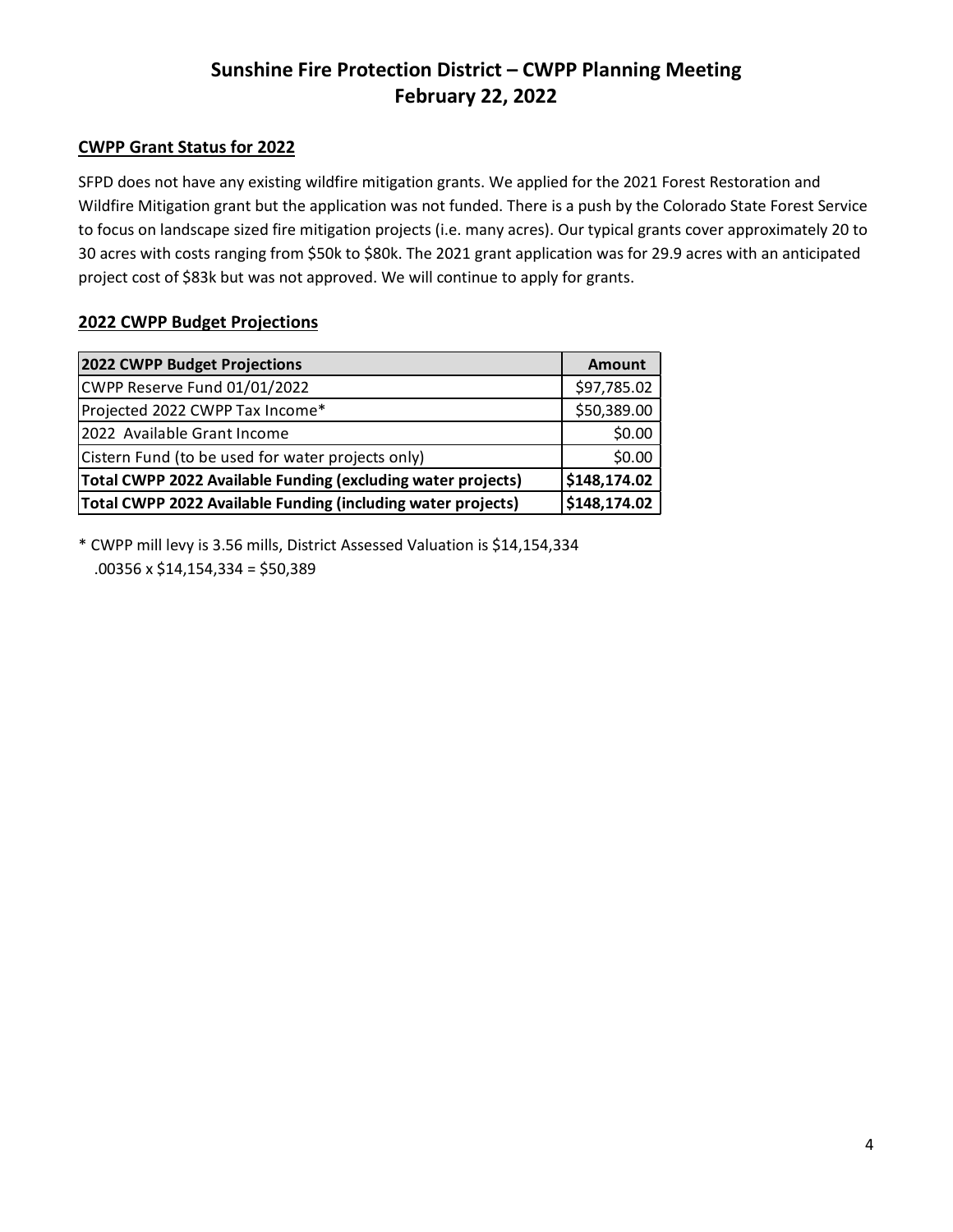# Sunshine Fire Protection District – CWPP Planning Meeting
# February 22, 2022

## CWPP Grant Status for 2022

SFPD does not have any existing wildfire mitigation grants. We applied for the 2021 Forest Restoration and Wildfire Mitigation grant but the application was not funded. There is a push by the Colorado State Forest Service to focus on landscape sized fire mitigation projects (i.e. many acres). Our typical grants cover approximately 20 to 30 acres with costs ranging from $50k to $80k. The 2021 grant application was for 29.9 acres with an anticipated project cost of $83k but was not approved. We will continue to apply for grants.

## 2022 CWPP Budget Projections

| 2022 CWPP Budget Projections | Amount |
|---|---|
| CWPP Reserve Fund 01/01/2022 | $97,785.02 |
| Projected 2022 CWPP Tax Income* | $50,389.00 |
| 2022 Available Grant Income | $0.00 |
| Cistern Fund (to be used for water projects only) | $0.00 |
| **Total CWPP 2022 Available Funding (excluding water projects)** | **$148,174.02** |
| **Total CWPP 2022 Available Funding (including water projects)** | **$148,174.02** |

* CWPP mill levy is 3.56 mills, District Assessed Valuation is $14,154,334
  .00356 x $14,154,334 = $50,389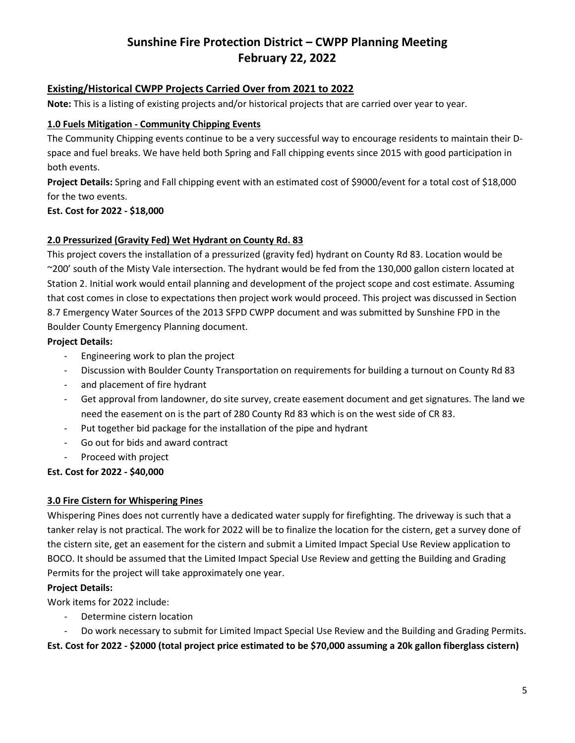# Sunshine Fire Protection District – CWPP Planning Meeting
# February 22, 2022

## Existing/Historical CWPP Projects Carried Over from 2021 to 2022

**Note:** This is a listing of existing projects and/or historical projects that are carried over year to year.

### 1.0 Fuels Mitigation - Community Chipping Events

The Community Chipping events continue to be a very successful way to encourage residents to maintain their D-space and fuel breaks. We have held both Spring and Fall chipping events since 2015 with good participation in both events.

**Project Details:** Spring and Fall chipping event with an estimated cost of $9000/event for a total cost of $18,000 for the two events.

**Est. Cost for 2022 - $18,000**

### 2.0 Pressurized (Gravity Fed) Wet Hydrant on County Rd. 83

This project covers the installation of a pressurized (gravity fed) hydrant on County Rd 83. Location would be ~200' south of the Misty Vale intersection. The hydrant would be fed from the 130,000 gallon cistern located at Station 2. Initial work would entail planning and development of the project scope and cost estimate. Assuming that cost comes in close to expectations then project work would proceed. This project was discussed in Section 8.7 Emergency Water Sources of the 2013 SFPD CWPP document and was submitted by Sunshine FPD in the Boulder County Emergency Planning document.

**Project Details:**

- Engineering work to plan the project
- Discussion with Boulder County Transportation on requirements for building a turnout on County Rd 83
- and placement of fire hydrant
- Get approval from landowner, do site survey, create easement document and get signatures. The land we need the easement on is the part of 280 County Rd 83 which is on the west side of CR 83.
- Put together bid package for the installation of the pipe and hydrant
- Go out for bids and award contract
- Proceed with project

**Est. Cost for 2022 - $40,000**

### 3.0 Fire Cistern for Whispering Pines

Whispering Pines does not currently have a dedicated water supply for firefighting. The driveway is such that a tanker relay is not practical. The work for 2022 will be to finalize the location for the cistern, get a survey done of the cistern site, get an easement for the cistern and submit a Limited Impact Special Use Review application to BOCO. It should be assumed that the Limited Impact Special Use Review and getting the Building and Grading Permits for the project will take approximately one year.

**Project Details:**

Work items for 2022 include:

- Determine cistern location
- Do work necessary to submit for Limited Impact Special Use Review and the Building and Grading Permits.

**Est. Cost for 2022 - $2000 (total project price estimated to be $70,000 assuming a 20k gallon fiberglass cistern)**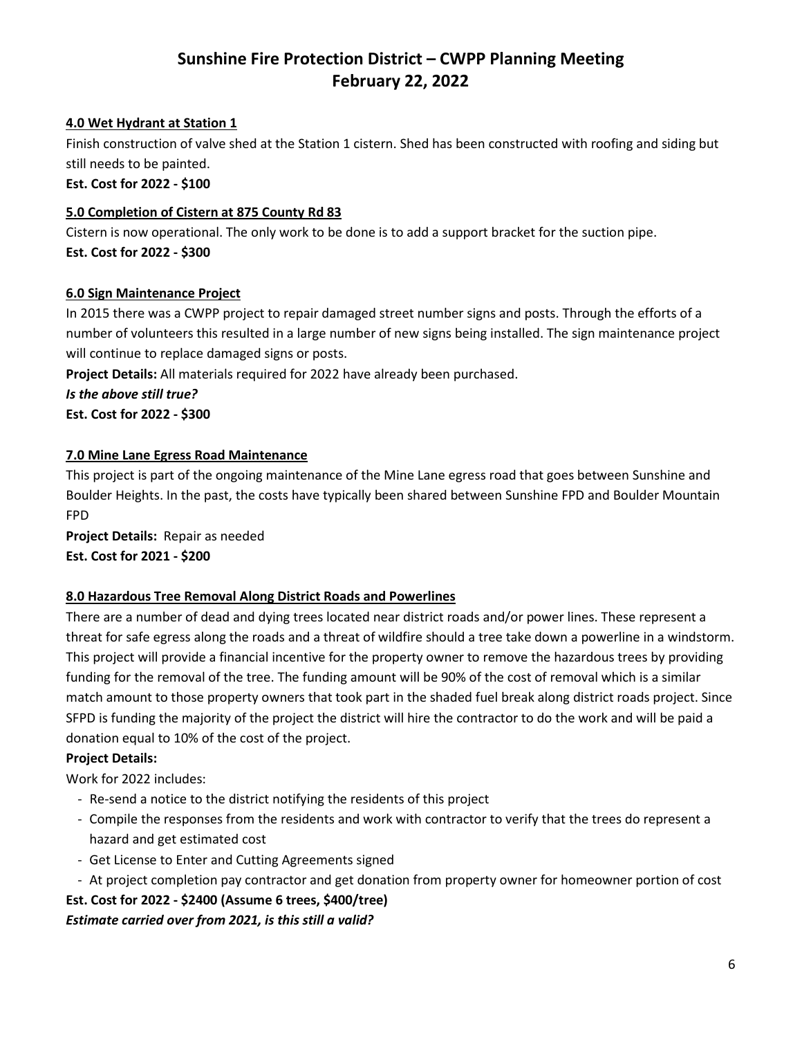# Sunshine Fire Protection District – CWPP Planning Meeting
# February 22, 2022

**4.0 Wet Hydrant at Station 1**

Finish construction of valve shed at the Station 1 cistern. Shed has been constructed with roofing and siding but still needs to be painted.

**Est. Cost for 2022 - $100**

**5.0 Completion of Cistern at 875 County Rd 83**

Cistern is now operational. The only work to be done is to add a support bracket for the suction pipe.

**Est. Cost for 2022 - $300**

**6.0 Sign Maintenance Project**

In 2015 there was a CWPP project to repair damaged street number signs and posts. Through the efforts of a number of volunteers this resulted in a large number of new signs being installed. The sign maintenance project will continue to replace damaged signs or posts.

**Project Details:** All materials required for 2022 have already been purchased.

***Is the above still true?***

**Est. Cost for 2022 - $300**

**7.0 Mine Lane Egress Road Maintenance**

This project is part of the ongoing maintenance of the Mine Lane egress road that goes between Sunshine and Boulder Heights. In the past, the costs have typically been shared between Sunshine FPD and Boulder Mountain FPD

**Project Details:** Repair as needed

**Est. Cost for 2021 - $200**

**8.0 Hazardous Tree Removal Along District Roads and Powerlines**

There are a number of dead and dying trees located near district roads and/or power lines. These represent a threat for safe egress along the roads and a threat of wildfire should a tree take down a powerline in a windstorm. This project will provide a financial incentive for the property owner to remove the hazardous trees by providing funding for the removal of the tree. The funding amount will be 90% of the cost of removal which is a similar match amount to those property owners that took part in the shaded fuel break along district roads project. Since SFPD is funding the majority of the project the district will hire the contractor to do the work and will be paid a donation equal to 10% of the cost of the project.

**Project Details:**

Work for 2022 includes:

- Re-send a notice to the district notifying the residents of this project
- Compile the responses from the residents and work with contractor to verify that the trees do represent a hazard and get estimated cost
- Get License to Enter and Cutting Agreements signed
- At project completion pay contractor and get donation from property owner for homeowner portion of cost

**Est. Cost for 2022 - $2400 (Assume 6 trees, $400/tree)**

***Estimate carried over from 2021, is this still a valid?***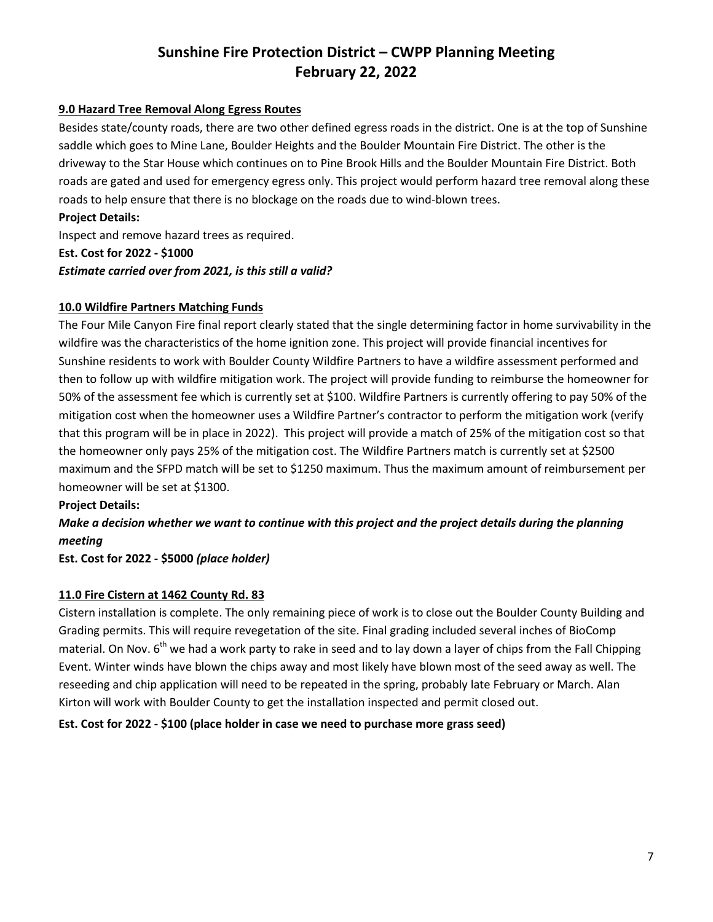# Sunshine Fire Protection District – CWPP Planning Meeting
# February 22, 2022

## 9.0 Hazard Tree Removal Along Egress Routes

Besides state/county roads, there are two other defined egress roads in the district. One is at the top of Sunshine saddle which goes to Mine Lane, Boulder Heights and the Boulder Mountain Fire District. The other is the driveway to the Star House which continues on to Pine Brook Hills and the Boulder Mountain Fire District. Both roads are gated and used for emergency egress only. This project would perform hazard tree removal along these roads to help ensure that there is no blockage on the roads due to wind-blown trees.

**Project Details:**

Inspect and remove hazard trees as required.

**Est. Cost for 2022 - $1000**

***Estimate carried over from 2021, is this still a valid?***

## 10.0 Wildfire Partners Matching Funds

The Four Mile Canyon Fire final report clearly stated that the single determining factor in home survivability in the wildfire was the characteristics of the home ignition zone. This project will provide financial incentives for Sunshine residents to work with Boulder County Wildfire Partners to have a wildfire assessment performed and then to follow up with wildfire mitigation work. The project will provide funding to reimburse the homeowner for 50% of the assessment fee which is currently set at $100. Wildfire Partners is currently offering to pay 50% of the mitigation cost when the homeowner uses a Wildfire Partner's contractor to perform the mitigation work (verify that this program will be in place in 2022). This project will provide a match of 25% of the mitigation cost so that the homeowner only pays 25% of the mitigation cost. The Wildfire Partners match is currently set at $2500 maximum and the SFPD match will be set to $1250 maximum. Thus the maximum amount of reimbursement per homeowner will be set at $1300.

**Project Details:**

***Make a decision whether we want to continue with this project and the project details during the planning meeting***

**Est. Cost for 2022 - $5000** ***(place holder)***

## 11.0 Fire Cistern at 1462 County Rd. 83

Cistern installation is complete. The only remaining piece of work is to close out the Boulder County Building and Grading permits. This will require revegetation of the site. Final grading included several inches of BioComp material. On Nov. 6th we had a work party to rake in seed and to lay down a layer of chips from the Fall Chipping Event. Winter winds have blown the chips away and most likely have blown most of the seed away as well. The reseeding and chip application will need to be repeated in the spring, probably late February or March. Alan Kirton will work with Boulder County to get the installation inspected and permit closed out.

**Est. Cost for 2022 - $100 (place holder in case we need to purchase more grass seed)**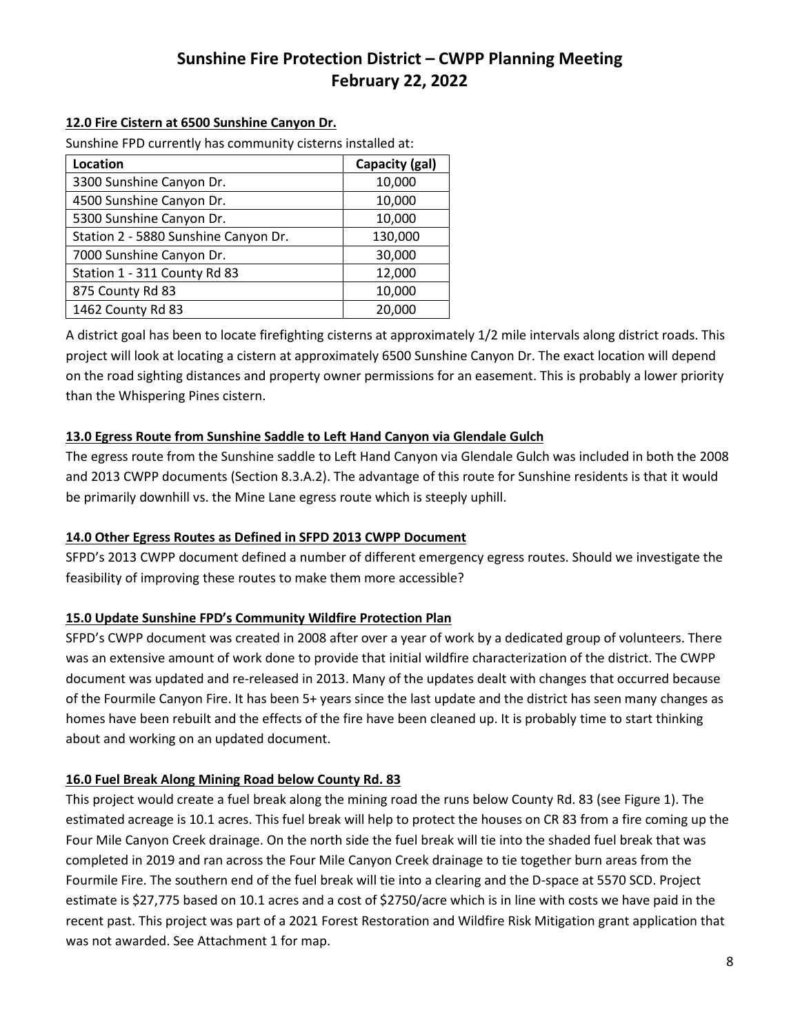# Sunshine Fire Protection District – CWPP Planning Meeting
# February 22, 2022

## 12.0 Fire Cistern at 6500 Sunshine Canyon Dr.

Sunshine FPD currently has community cisterns installed at:

| Location | Capacity (gal) |
|---|---|
| 3300 Sunshine Canyon Dr. | 10,000 |
| 4500 Sunshine Canyon Dr. | 10,000 |
| 5300 Sunshine Canyon Dr. | 10,000 |
| Station 2 - 5880 Sunshine Canyon Dr. | 130,000 |
| 7000 Sunshine Canyon Dr. | 30,000 |
| Station 1 - 311 County Rd 83 | 12,000 |
| 875 County Rd 83 | 10,000 |
| 1462 County Rd 83 | 20,000 |

A district goal has been to locate firefighting cisterns at approximately 1/2 mile intervals along district roads. This project will look at locating a cistern at approximately 6500 Sunshine Canyon Dr. The exact location will depend on the road sighting distances and property owner permissions for an easement. This is probably a lower priority than the Whispering Pines cistern.

## 13.0 Egress Route from Sunshine Saddle to Left Hand Canyon via Glendale Gulch

The egress route from the Sunshine saddle to Left Hand Canyon via Glendale Gulch was included in both the 2008 and 2013 CWPP documents (Section 8.3.A.2). The advantage of this route for Sunshine residents is that it would be primarily downhill vs. the Mine Lane egress route which is steeply uphill.

## 14.0 Other Egress Routes as Defined in SFPD 2013 CWPP Document

SFPD's 2013 CWPP document defined a number of different emergency egress routes. Should we investigate the feasibility of improving these routes to make them more accessible?

## 15.0 Update Sunshine FPD's Community Wildfire Protection Plan

SFPD's CWPP document was created in 2008 after over a year of work by a dedicated group of volunteers. There was an extensive amount of work done to provide that initial wildfire characterization of the district. The CWPP document was updated and re-released in 2013. Many of the updates dealt with changes that occurred because of the Fourmile Canyon Fire. It has been 5+ years since the last update and the district has seen many changes as homes have been rebuilt and the effects of the fire have been cleaned up. It is probably time to start thinking about and working on an updated document.

## 16.0 Fuel Break Along Mining Road below County Rd. 83

This project would create a fuel break along the mining road the runs below County Rd. 83 (see Figure 1). The estimated acreage is 10.1 acres. This fuel break will help to protect the houses on CR 83 from a fire coming up the Four Mile Canyon Creek drainage. On the north side the fuel break will tie into the shaded fuel break that was completed in 2019 and ran across the Four Mile Canyon Creek drainage to tie together burn areas from the Fourmile Fire. The southern end of the fuel break will tie into a clearing and the D-space at 5570 SCD. Project estimate is $27,775 based on 10.1 acres and a cost of $2750/acre which is in line with costs we have paid in the recent past. This project was part of a 2021 Forest Restoration and Wildfire Risk Mitigation grant application that was not awarded. See Attachment 1 for map.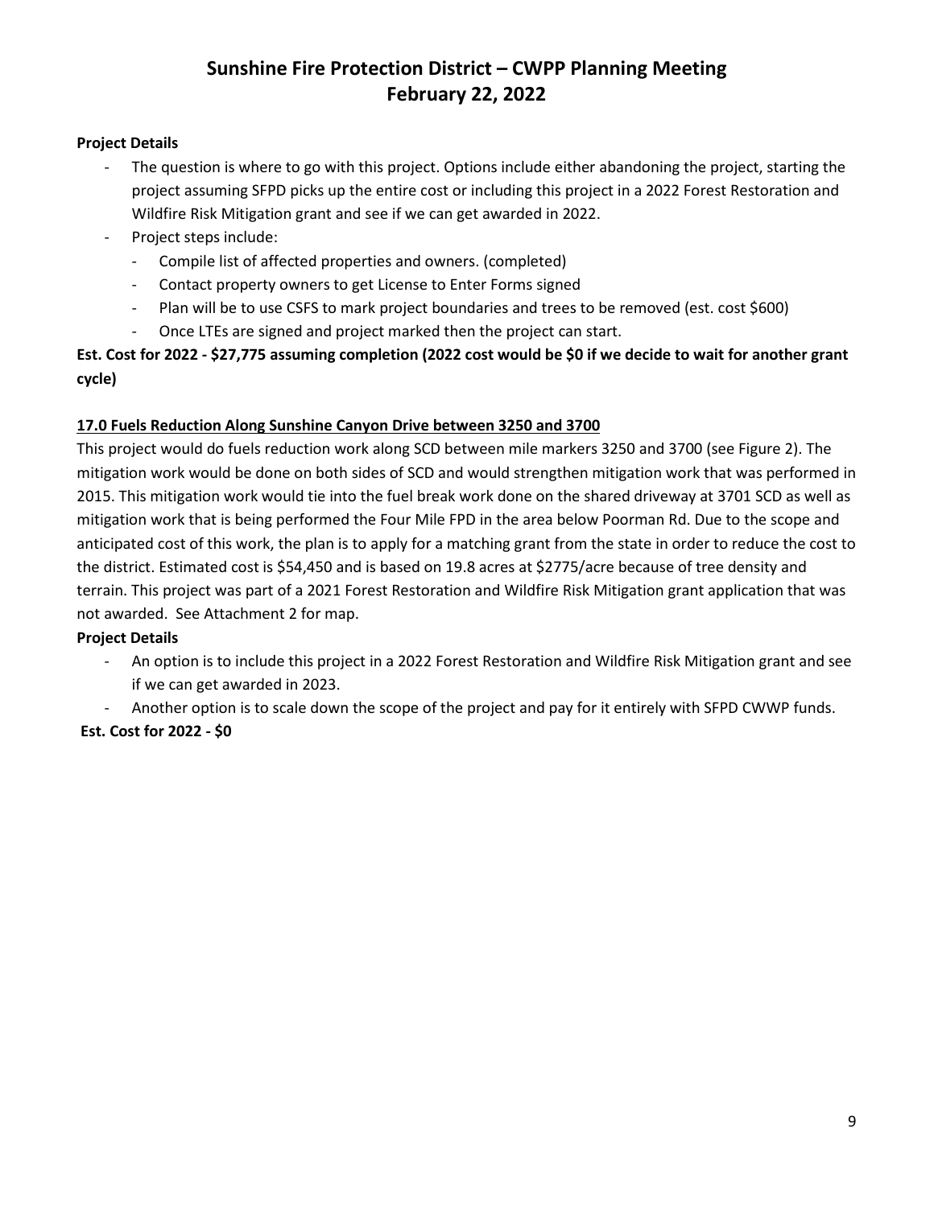# Sunshine Fire Protection District – CWPP Planning Meeting
## February 22, 2022

**Project Details**

- The question is where to go with this project. Options include either abandoning the project, starting the project assuming SFPD picks up the entire cost or including this project in a 2022 Forest Restoration and Wildfire Risk Mitigation grant and see if we can get awarded in 2022.
- Project steps include:
  - Compile list of affected properties and owners. (completed)
  - Contact property owners to get License to Enter Forms signed
  - Plan will be to use CSFS to mark project boundaries and trees to be removed (est. cost $600)
  - Once LTEs are signed and project marked then the project can start.

**Est. Cost for 2022 - $27,775 assuming completion (2022 cost would be $0 if we decide to wait for another grant cycle)**

### 17.0 Fuels Reduction Along Sunshine Canyon Drive between 3250 and 3700

This project would do fuels reduction work along SCD between mile markers 3250 and 3700 (see Figure 2). The mitigation work would be done on both sides of SCD and would strengthen mitigation work that was performed in 2015. This mitigation work would tie into the fuel break work done on the shared driveway at 3701 SCD as well as mitigation work that is being performed the Four Mile FPD in the area below Poorman Rd. Due to the scope and anticipated cost of this work, the plan is to apply for a matching grant from the state in order to reduce the cost to the district. Estimated cost is $54,450 and is based on 19.8 acres at $2775/acre because of tree density and terrain. This project was part of a 2021 Forest Restoration and Wildfire Risk Mitigation grant application that was not awarded. See Attachment 2 for map.

**Project Details**

- An option is to include this project in a 2022 Forest Restoration and Wildfire Risk Mitigation grant and see if we can get awarded in 2023.
- Another option is to scale down the scope of the project and pay for it entirely with SFPD CWWP funds.

**Est. Cost for 2022 - $0**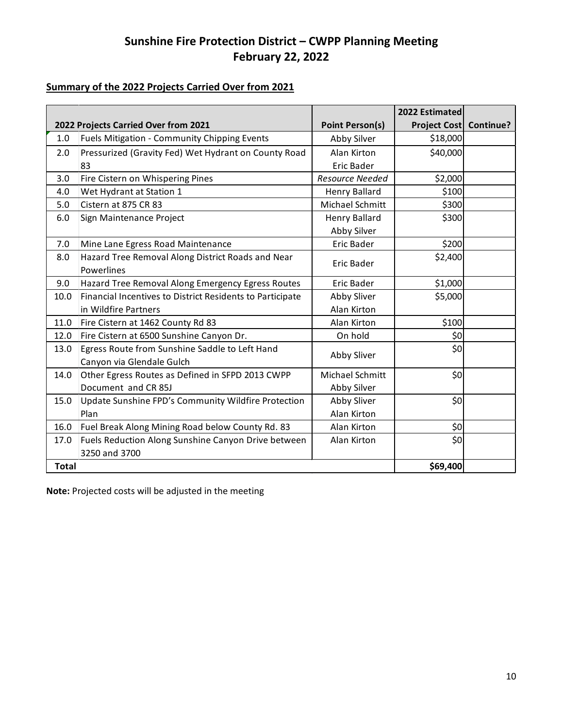# Sunshine Fire Protection District – CWPP Planning Meeting
# February 22, 2022

## Summary of the 2022 Projects Carried Over from 2021

| | 2022 Projects Carried Over from 2021 | Point Person(s) | 2022 Estimated Project Cost | Continue? |
|---|---|---|---|---|
| 1.0 | Fuels Mitigation - Community Chipping Events | Abby Silver | $18,000 | |
| 2.0 | Pressurized (Gravity Fed) Wet Hydrant on County Road 83 | Alan Kirton<br>Eric Bader | $40,000 | |
| 3.0 | Fire Cistern on Whispering Pines | *Resource Needed* | $2,000 | |
| 4.0 | Wet Hydrant at Station 1 | Henry Ballard | $100 | |
| 5.0 | Cistern at 875 CR 83 | Michael Schmitt | $300 | |
| 6.0 | Sign Maintenance Project | Henry Ballard<br>Abby Silver | $300 | |
| 7.0 | Mine Lane Egress Road Maintenance | Eric Bader | $200 | |
| 8.0 | Hazard Tree Removal Along District Roads and Near Powerlines | Eric Bader | $2,400 | |
| 9.0 | Hazard Tree Removal Along Emergency Egress Routes | Eric Bader | $1,000 | |
| 10.0 | Financial Incentives to District Residents to Participate in Wildfire Partners | Abby Sliver<br>Alan Kirton | $5,000 | |
| 11.0 | Fire Cistern at 1462 County Rd 83 | Alan Kirton | $100 | |
| 12.0 | Fire Cistern at 6500 Sunshine Canyon Dr. | On hold | $0 | |
| 13.0 | Egress Route from Sunshine Saddle to Left Hand Canyon via Glendale Gulch | Abby Sliver | $0 | |
| 14.0 | Other Egress Routes as Defined in SFPD 2013 CWPP Document and CR 85J | Michael Schmitt<br>Abby Silver | $0 | |
| 15.0 | Update Sunshine FPD's Community Wildfire Protection Plan | Abby Sliver<br>Alan Kirton | $0 | |
| 16.0 | Fuel Break Along Mining Road below County Rd. 83 | Alan Kirton | $0 | |
| 17.0 | Fuels Reduction Along Sunshine Canyon Drive between 3250 and 3700 | Alan Kirton | $0 | |
| **Total** | | | **$69,400** | |

**Note:** Projected costs will be adjusted in the meeting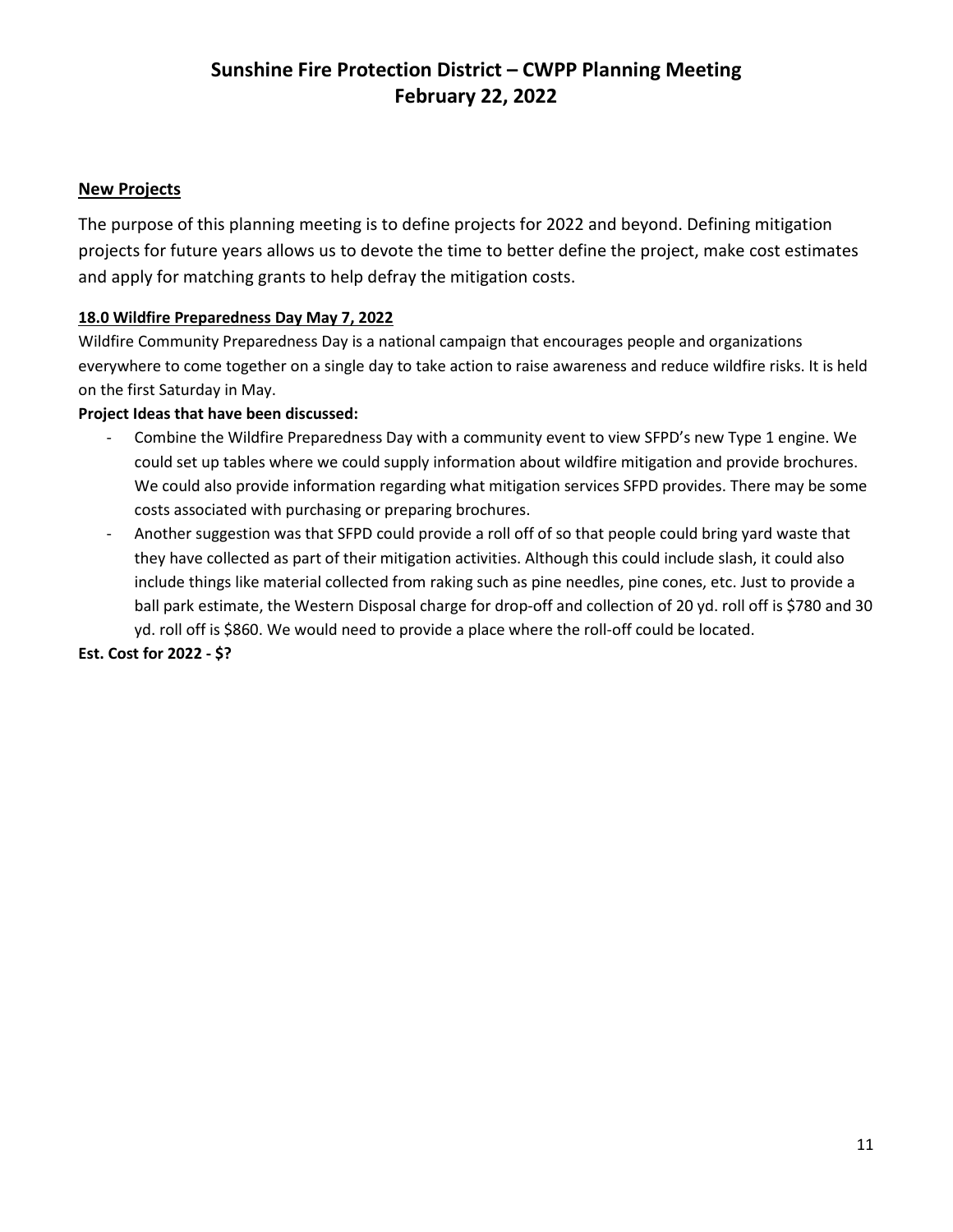# Sunshine Fire Protection District – CWPP Planning Meeting
# February 22, 2022

## New Projects

The purpose of this planning meeting is to define projects for 2022 and beyond. Defining mitigation projects for future years allows us to devote the time to better define the project, make cost estimates and apply for matching grants to help defray the mitigation costs.

### 18.0 Wildfire Preparedness Day May 7, 2022

Wildfire Community Preparedness Day is a national campaign that encourages people and organizations everywhere to come together on a single day to take action to raise awareness and reduce wildfire risks. It is held on the first Saturday in May.

**Project Ideas that have been discussed:**

- Combine the Wildfire Preparedness Day with a community event to view SFPD's new Type 1 engine. We could set up tables where we could supply information about wildfire mitigation and provide brochures. We could also provide information regarding what mitigation services SFPD provides. There may be some costs associated with purchasing or preparing brochures.
- Another suggestion was that SFPD could provide a roll off of so that people could bring yard waste that they have collected as part of their mitigation activities. Although this could include slash, it could also include things like material collected from raking such as pine needles, pine cones, etc. Just to provide a ball park estimate, the Western Disposal charge for drop-off and collection of 20 yd. roll off is $780 and 30 yd. roll off is $860. We would need to provide a place where the roll-off could be located.

**Est. Cost for 2022 - $?**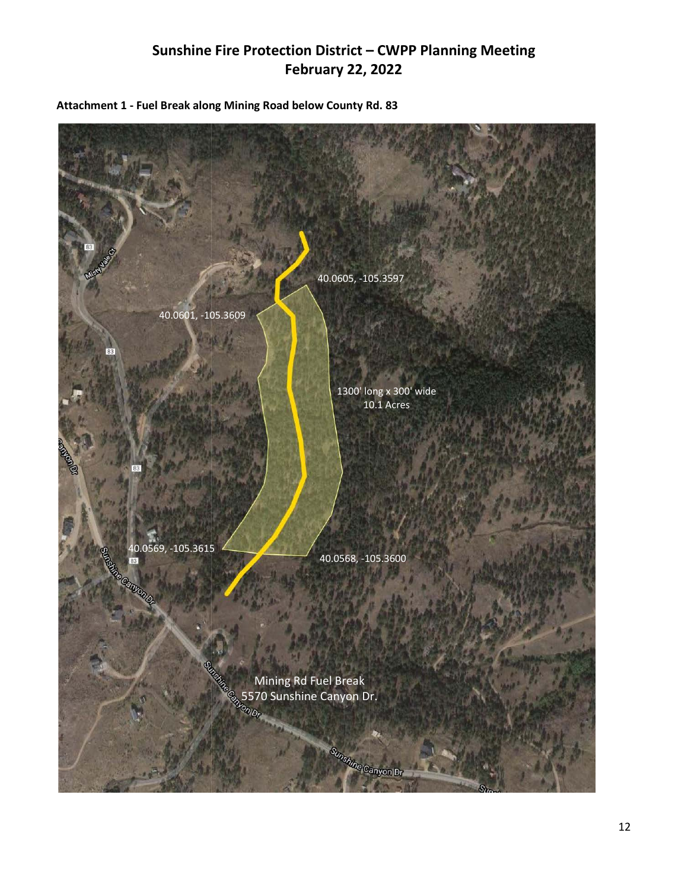# Sunshine Fire Protection District – CWPP Planning Meeting
# February 22, 2022

**Attachment 1 - Fuel Break along Mining Road below County Rd. 83**

40.0605, -105.3597

40.0601, -105.3609

1300' long x 300' wide
10.1 Acres

40.0569, -105.3615

40.0568, -105.3600

Mining Rd Fuel Break
5570 Sunshine Canyon Dr.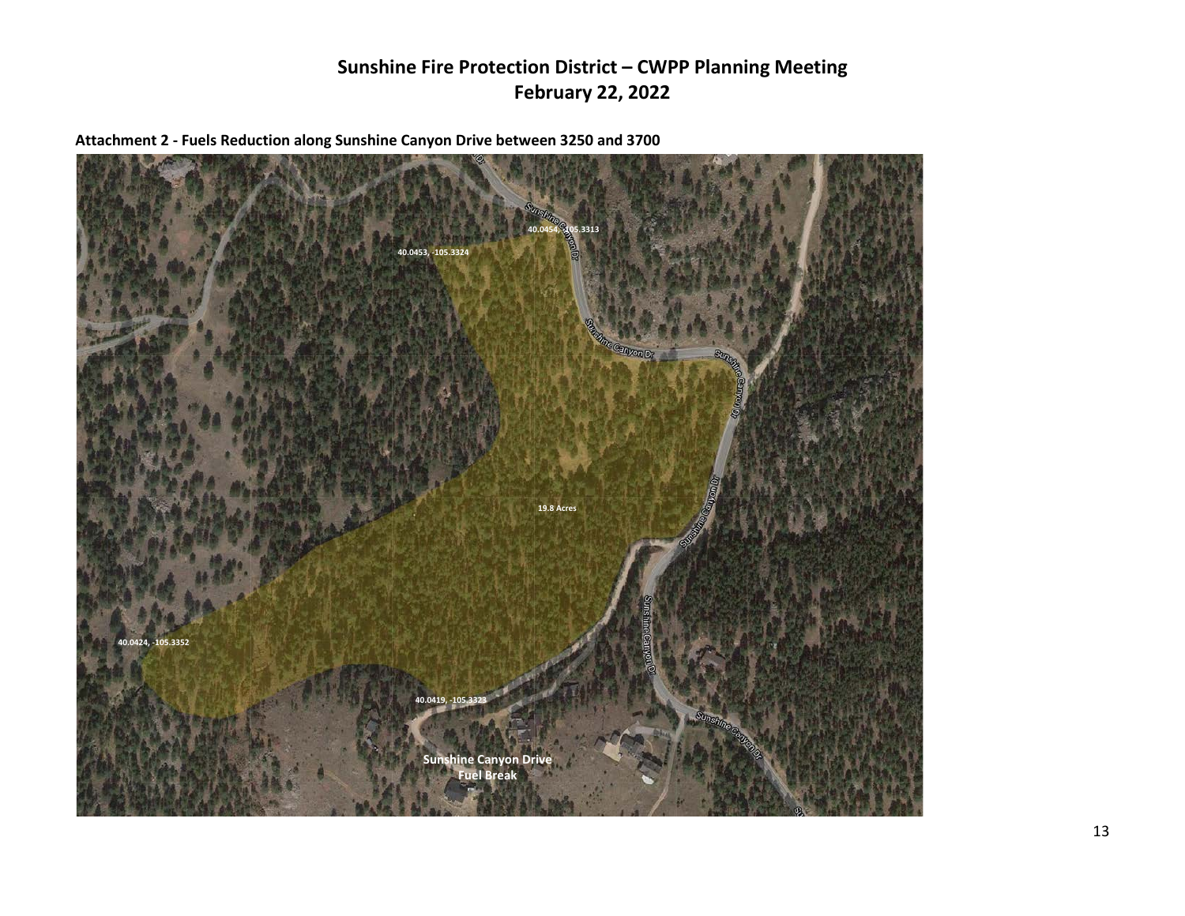# Sunshine Fire Protection District – CWPP Planning Meeting
# February 22, 2022

**Attachment 2 - Fuels Reduction along Sunshine Canyon Drive between 3250 and 3700**

40.0454, -105.3313

40.0453, -105.3324

19.8 Acres

40.0424, -105.3352

40.0419, -105.3323

Sunshine Canyon Drive Fuel Break

Sunshine Canyon Dr